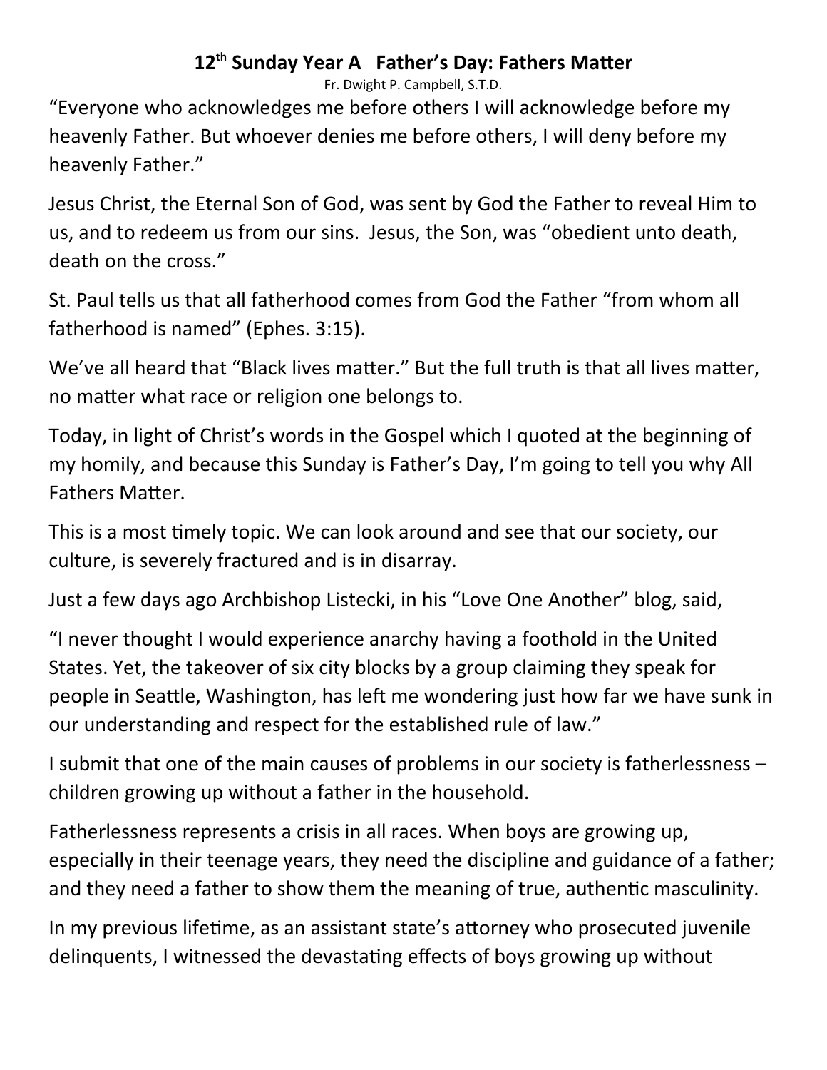# 12th Sunday Year A   Father's Day: Fathers Matter

Fr. Dwight P. Campbell, S.T.D.

"Everyone who acknowledges me before others I will acknowledge before my heavenly Father. But whoever denies me before others, I will deny before my heavenly Father."

Jesus Christ, the Eternal Son of God, was sent by God the Father to reveal Him to us, and to redeem us from our sins.  Jesus, the Son, was "obedient unto death, death on the cross."

St. Paul tells us that all fatherhood comes from God the Father "from whom all fatherhood is named" (Ephes. 3:15).

We've all heard that "Black lives matter." But the full truth is that all lives matter, no matter what race or religion one belongs to.

Today, in light of Christ's words in the Gospel which I quoted at the beginning of my homily, and because this Sunday is Father's Day, I'm going to tell you why All Fathers Matter.

This is a most timely topic. We can look around and see that our society, our culture, is severely fractured and is in disarray.

Just a few days ago Archbishop Listecki, in his "Love One Another" blog, said,

"I never thought I would experience anarchy having a foothold in the United States. Yet, the takeover of six city blocks by a group claiming they speak for people in Seattle, Washington, has left me wondering just how far we have sunk in our understanding and respect for the established rule of law."

I submit that one of the main causes of problems in our society is fatherlessness – children growing up without a father in the household.

Fatherlessness represents a crisis in all races. When boys are growing up, especially in their teenage years, they need the discipline and guidance of a father; and they need a father to show them the meaning of true, authentic masculinity.

In my previous lifetime, as an assistant state's attorney who prosecuted juvenile delinquents, I witnessed the devastating effects of boys growing up without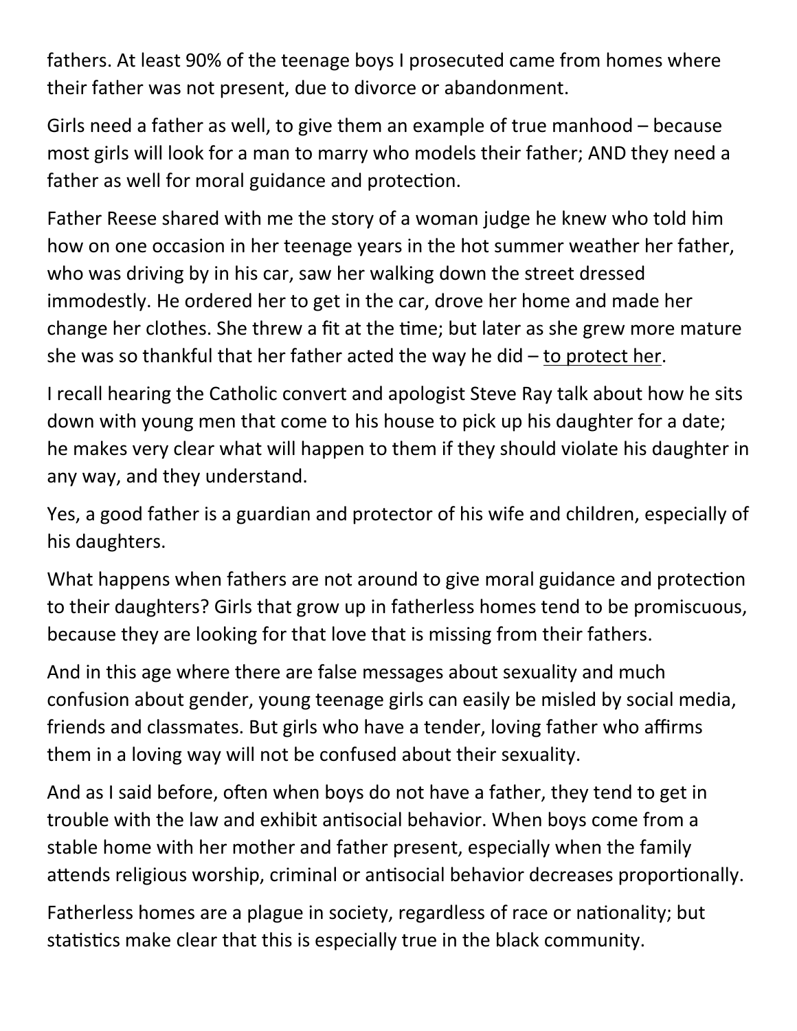fathers. At least 90% of the teenage boys I prosecuted came from homes where their father was not present, due to divorce or abandonment.

Girls need a father as well, to give them an example of true manhood – because most girls will look for a man to marry who models their father; AND they need a father as well for moral guidance and protection.

Father Reese shared with me the story of a woman judge he knew who told him how on one occasion in her teenage years in the hot summer weather her father, who was driving by in his car, saw her walking down the street dressed immodestly. He ordered her to get in the car, drove her home and made her change her clothes. She threw a fit at the time; but later as she grew more mature she was so thankful that her father acted the way he did – <u>to protect her</u>.

I recall hearing the Catholic convert and apologist Steve Ray talk about how he sits down with young men that come to his house to pick up his daughter for a date; he makes very clear what will happen to them if they should violate his daughter in any way, and they understand.

Yes, a good father is a guardian and protector of his wife and children, especially of his daughters.

What happens when fathers are not around to give moral guidance and protection to their daughters? Girls that grow up in fatherless homes tend to be promiscuous, because they are looking for that love that is missing from their fathers.

And in this age where there are false messages about sexuality and much confusion about gender, young teenage girls can easily be misled by social media, friends and classmates. But girls who have a tender, loving father who affirms them in a loving way will not be confused about their sexuality.

And as I said before, often when boys do not have a father, they tend to get in trouble with the law and exhibit antisocial behavior. When boys come from a stable home with her mother and father present, especially when the family attends religious worship, criminal or antisocial behavior decreases proportionally.

Fatherless homes are a plague in society, regardless of race or nationality; but statistics make clear that this is especially true in the black community.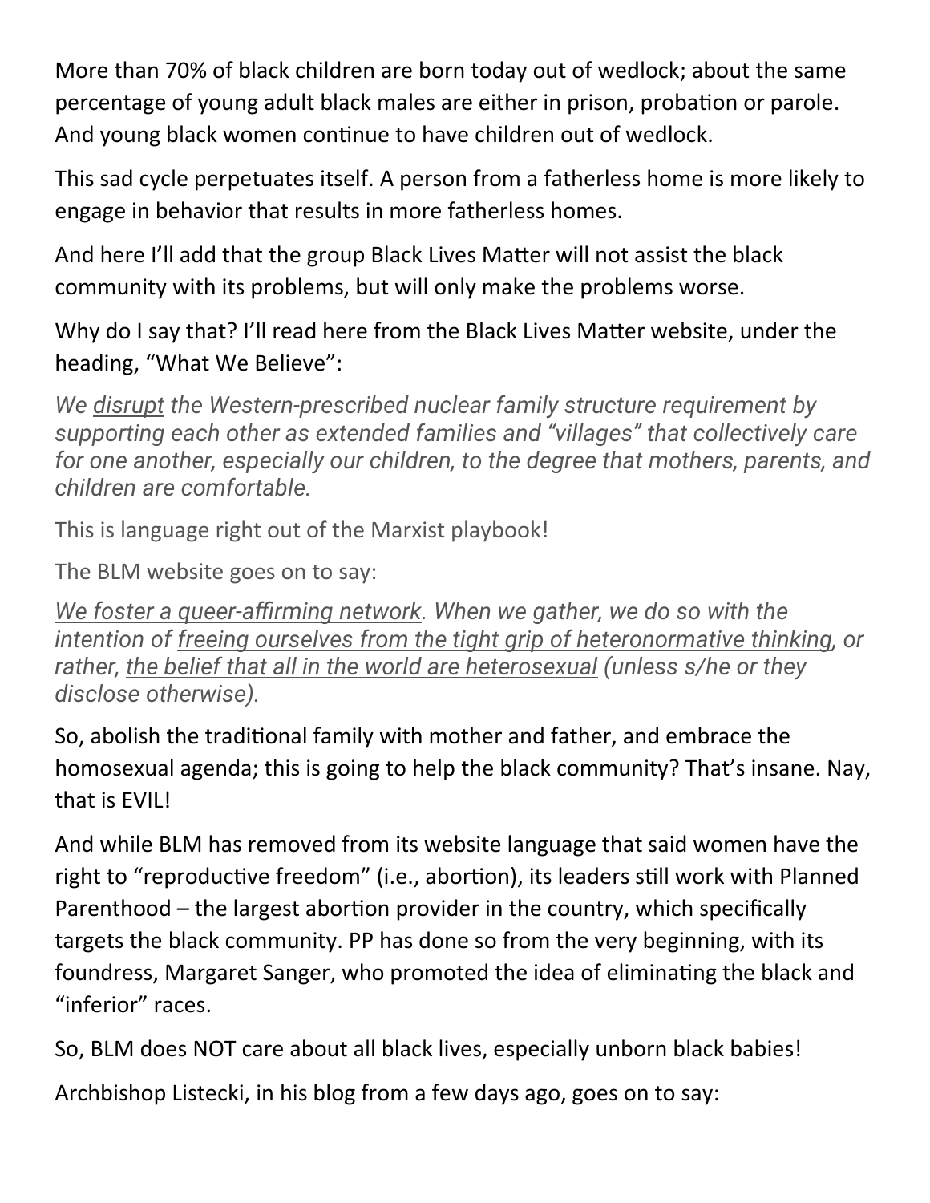More than 70% of black children are born today out of wedlock; about the same percentage of young adult black males are either in prison, probation or parole. And young black women continue to have children out of wedlock.

This sad cycle perpetuates itself. A person from a fatherless home is more likely to engage in behavior that results in more fatherless homes.

And here I'll add that the group Black Lives Matter will not assist the black community with its problems, but will only make the problems worse.

Why do I say that? I'll read here from the Black Lives Matter website, under the heading, "What We Believe":

*We <u>disrupt</u> the Western-prescribed nuclear family structure requirement by supporting each other as extended families and "villages" that collectively care for one another, especially our children, to the degree that mothers, parents, and children are comfortable.*

This is language right out of the Marxist playbook!

The BLM website goes on to say:

*<u>We foster a queer-affirming network</u>. When we gather, we do so with the intention of <u>freeing ourselves from the tight grip of heteronormative thinking</u>, or rather, <u>the belief that all in the world are heterosexual</u> (unless s/he or they disclose otherwise).*

So, abolish the traditional family with mother and father, and embrace the homosexual agenda; this is going to help the black community? That's insane. Nay, that is EVIL!

And while BLM has removed from its website language that said women have the right to "reproductive freedom" (i.e., abortion), its leaders still work with Planned Parenthood – the largest abortion provider in the country, which specifically targets the black community. PP has done so from the very beginning, with its foundress, Margaret Sanger, who promoted the idea of eliminating the black and "inferior" races.

So, BLM does NOT care about all black lives, especially unborn black babies!

Archbishop Listecki, in his blog from a few days ago, goes on to say: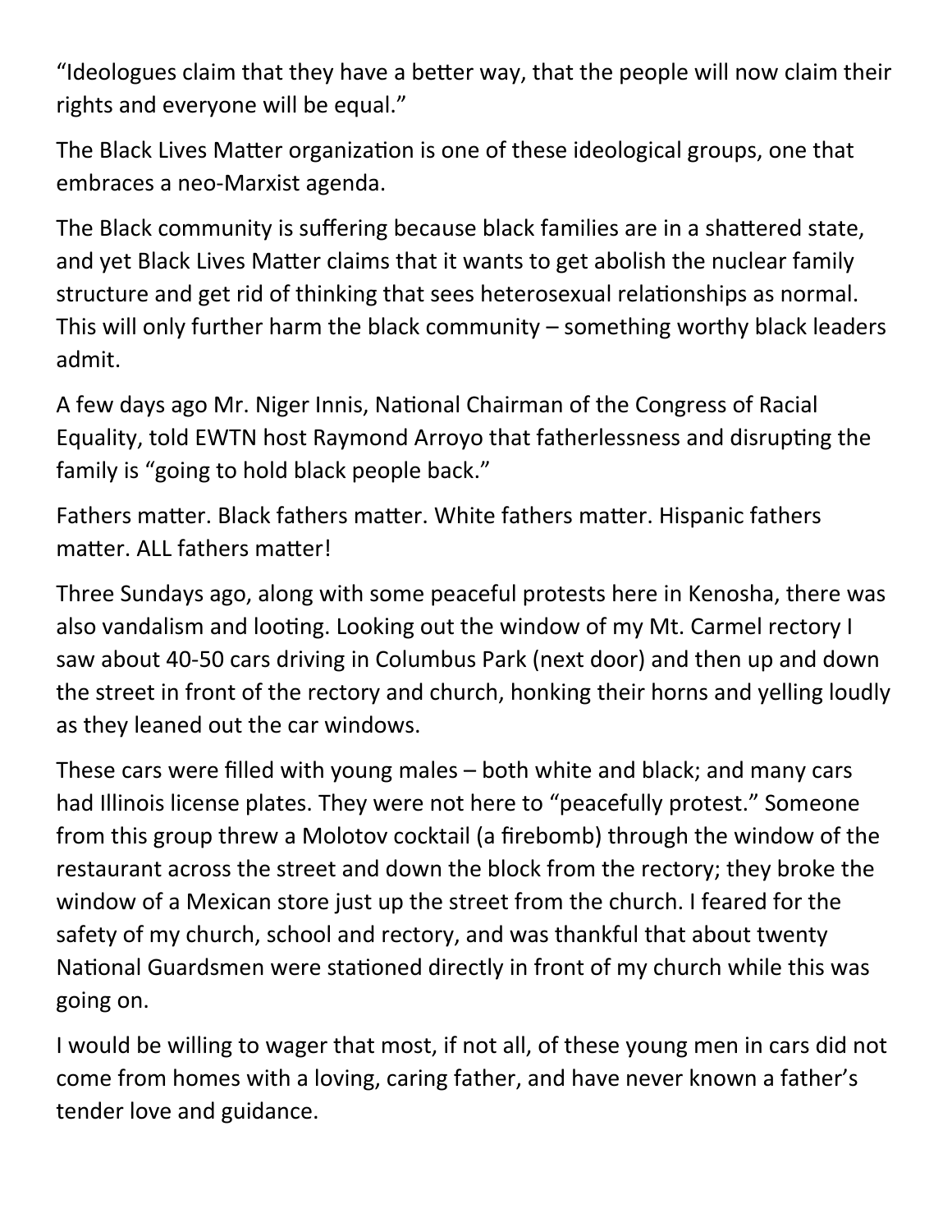"Ideologues claim that they have a better way, that the people will now claim their rights and everyone will be equal."

The Black Lives Matter organization is one of these ideological groups, one that embraces a neo-Marxist agenda.

The Black community is suffering because black families are in a shattered state, and yet Black Lives Matter claims that it wants to get abolish the nuclear family structure and get rid of thinking that sees heterosexual relationships as normal. This will only further harm the black community – something worthy black leaders admit.

A few days ago Mr. Niger Innis, National Chairman of the Congress of Racial Equality, told EWTN host Raymond Arroyo that fatherlessness and disrupting the family is "going to hold black people back."

Fathers matter. Black fathers matter. White fathers matter. Hispanic fathers matter. ALL fathers matter!

Three Sundays ago, along with some peaceful protests here in Kenosha, there was also vandalism and looting. Looking out the window of my Mt. Carmel rectory I saw about 40-50 cars driving in Columbus Park (next door) and then up and down the street in front of the rectory and church, honking their horns and yelling loudly as they leaned out the car windows.

These cars were filled with young males – both white and black; and many cars had Illinois license plates. They were not here to "peacefully protest." Someone from this group threw a Molotov cocktail (a firebomb) through the window of the restaurant across the street and down the block from the rectory; they broke the window of a Mexican store just up the street from the church. I feared for the safety of my church, school and rectory, and was thankful that about twenty National Guardsmen were stationed directly in front of my church while this was going on.

I would be willing to wager that most, if not all, of these young men in cars did not come from homes with a loving, caring father, and have never known a father's tender love and guidance.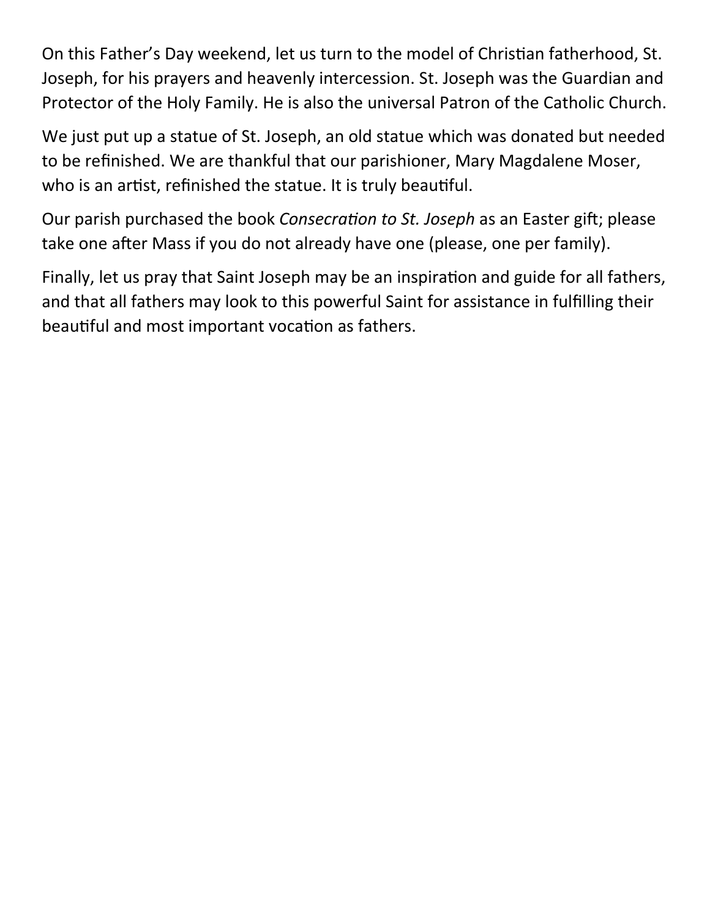On this Father's Day weekend, let us turn to the model of Christian fatherhood, St. Joseph, for his prayers and heavenly intercession. St. Joseph was the Guardian and Protector of the Holy Family. He is also the universal Patron of the Catholic Church.

We just put up a statue of St. Joseph, an old statue which was donated but needed to be refinished. We are thankful that our parishioner, Mary Magdalene Moser, who is an artist, refinished the statue. It is truly beautiful.

Our parish purchased the book *Consecration to St. Joseph* as an Easter gift; please take one after Mass if you do not already have one (please, one per family).

Finally, let us pray that Saint Joseph may be an inspiration and guide for all fathers, and that all fathers may look to this powerful Saint for assistance in fulfilling their beautiful and most important vocation as fathers.